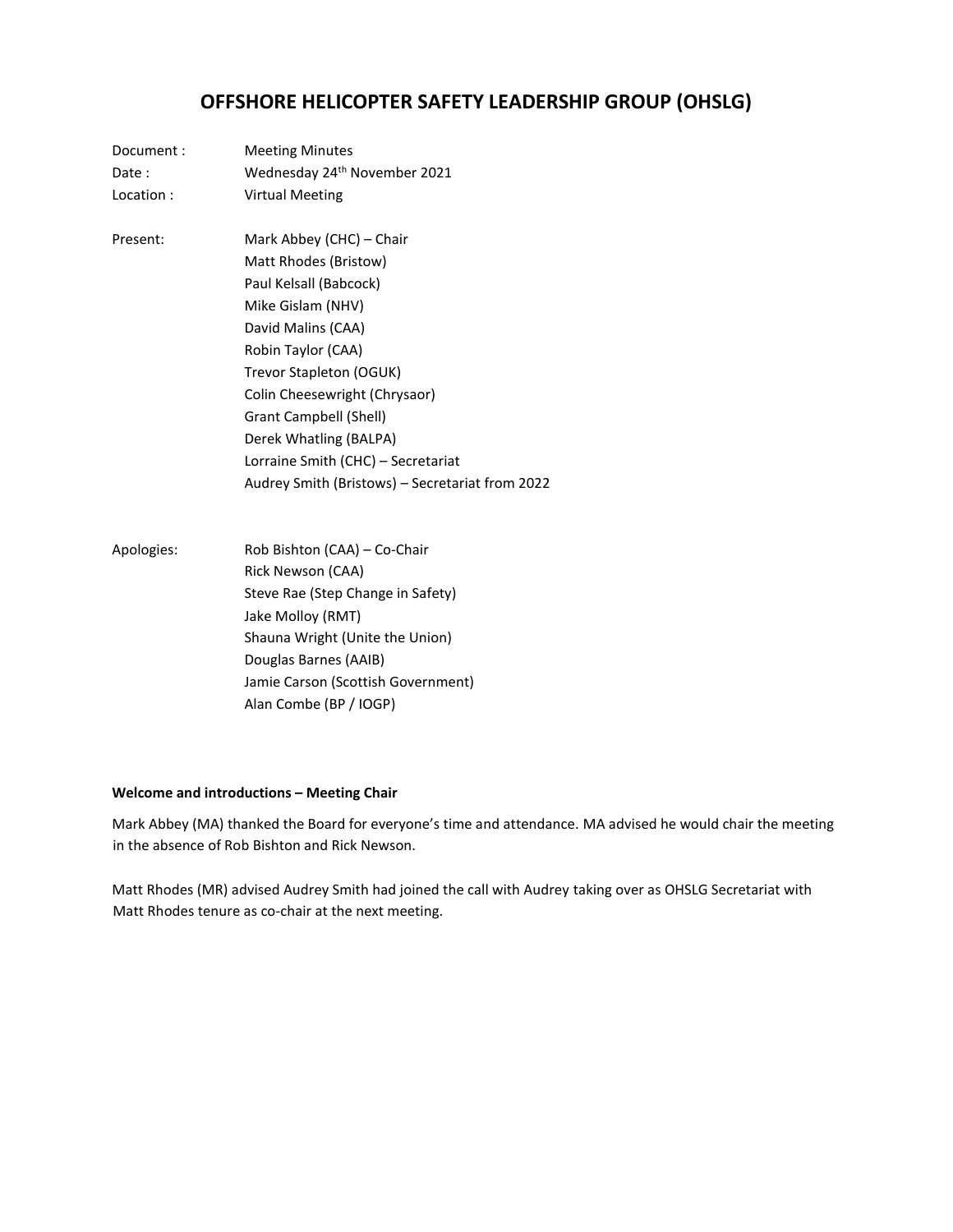# OFFSHORE HELICOPTER SAFETY LEADERSHIP GROUP (OHSLG)

| | |
|---|---|
| Document : | Meeting Minutes |
| Date : | Wednesday 24th November 2021 |
| Location : | Virtual Meeting |

Present:

- Mark Abbey (CHC) – Chair
- Matt Rhodes (Bristow)
- Paul Kelsall (Babcock)
- Mike Gislam (NHV)
- David Malins (CAA)
- Robin Taylor (CAA)
- Trevor Stapleton (OGUK)
- Colin Cheesewright (Chrysaor)
- Grant Campbell (Shell)
- Derek Whatling (BALPA)
- Lorraine Smith (CHC) – Secretariat
- Audrey Smith (Bristows) – Secretariat from 2022

Apologies:

- Rob Bishton (CAA) – Co-Chair
- Rick Newson (CAA)
- Steve Rae (Step Change in Safety)
- Jake Molloy (RMT)
- Shauna Wright (Unite the Union)
- Douglas Barnes (AAIB)
- Jamie Carson (Scottish Government)
- Alan Combe (BP / IOGP)

**Welcome and introductions – Meeting Chair**

Mark Abbey (MA) thanked the Board for everyone's time and attendance. MA advised he would chair the meeting in the absence of Rob Bishton and Rick Newson.

Matt Rhodes (MR) advised Audrey Smith had joined the call with Audrey taking over as OHSLG Secretariat with Matt Rhodes tenure as co-chair at the next meeting.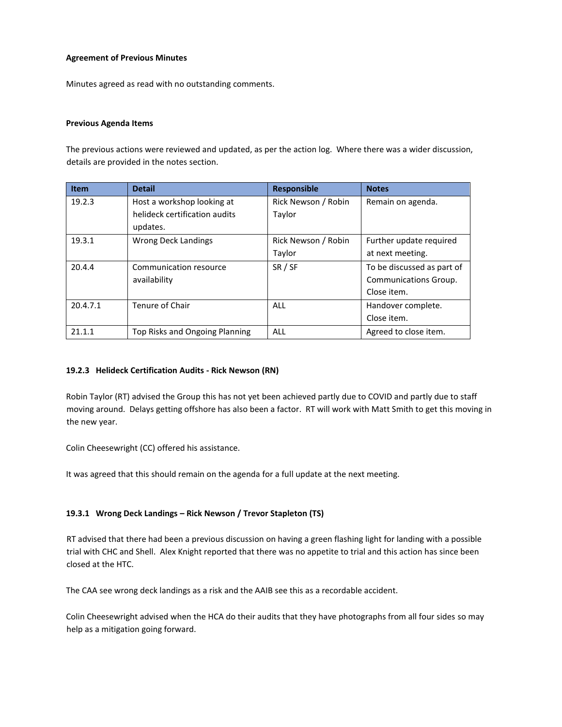**Agreement of Previous Minutes**

Minutes agreed as read with no outstanding comments.

**Previous Agenda Items**

The previous actions were reviewed and updated, as per the action log. Where there was a wider discussion, details are provided in the notes section.

| Item | Detail | Responsible | Notes |
|---|---|---|---|
| 19.2.3 | Host a workshop looking at helideck certification audits updates. | Rick Newson / Robin Taylor | Remain on agenda. |
| 19.3.1 | Wrong Deck Landings | Rick Newson / Robin Taylor | Further update required at next meeting. |
| 20.4.4 | Communication resource availability | SR / SF | To be discussed as part of Communications Group. Close item. |
| 20.4.7.1 | Tenure of Chair | ALL | Handover complete. Close item. |
| 21.1.1 | Top Risks and Ongoing Planning | ALL | Agreed to close item. |

**19.2.3 Helideck Certification Audits - Rick Newson (RN)**

Robin Taylor (RT) advised the Group this has not yet been achieved partly due to COVID and partly due to staff moving around. Delays getting offshore has also been a factor. RT will work with Matt Smith to get this moving in the new year.

Colin Cheesewright (CC) offered his assistance.

It was agreed that this should remain on the agenda for a full update at the next meeting.

**19.3.1 Wrong Deck Landings – Rick Newson / Trevor Stapleton (TS)**

RT advised that there had been a previous discussion on having a green flashing light for landing with a possible trial with CHC and Shell. Alex Knight reported that there was no appetite to trial and this action has since been closed at the HTC.

The CAA see wrong deck landings as a risk and the AAIB see this as a recordable accident.

Colin Cheesewright advised when the HCA do their audits that they have photographs from all four sides so may help as a mitigation going forward.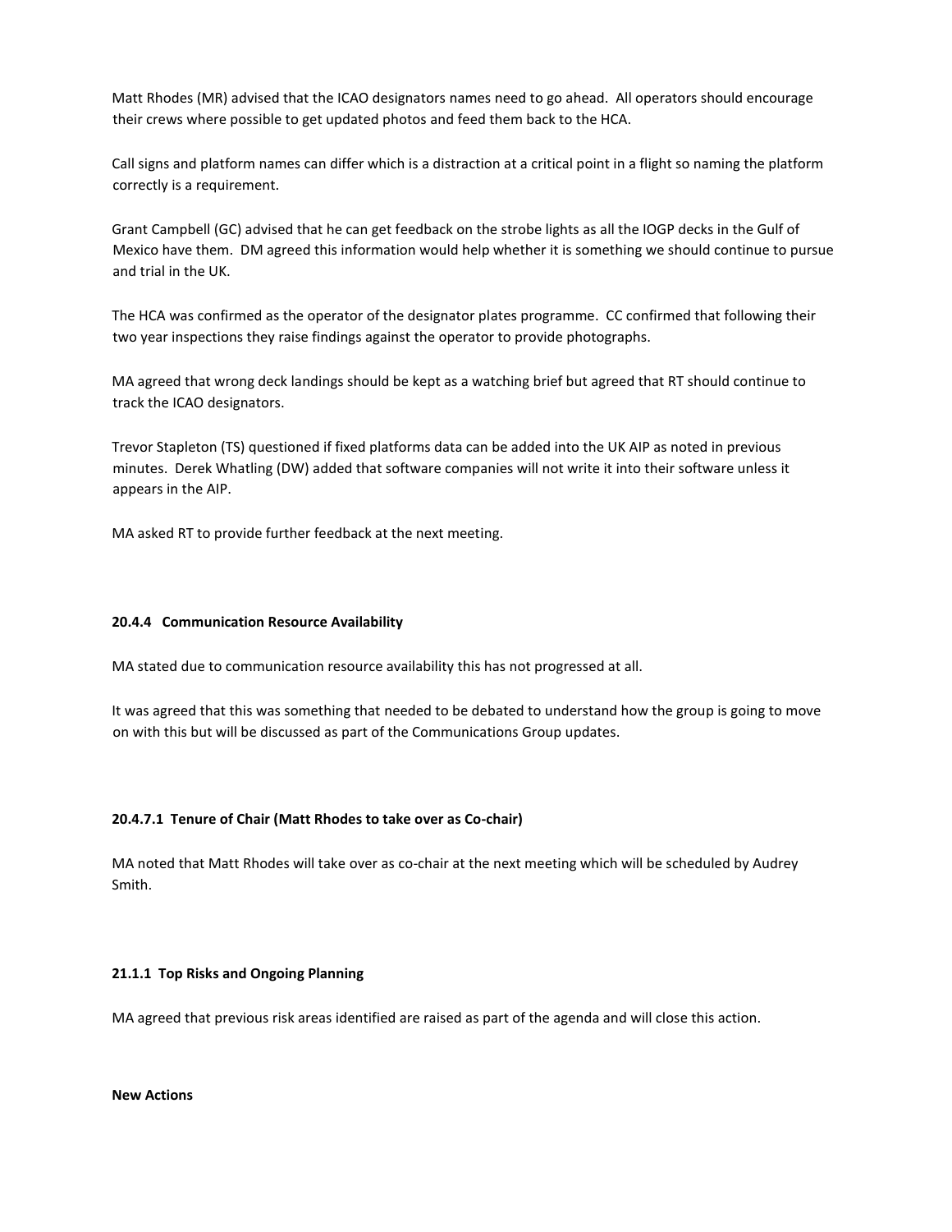Matt Rhodes (MR) advised that the ICAO designators names need to go ahead. All operators should encourage their crews where possible to get updated photos and feed them back to the HCA.

Call signs and platform names can differ which is a distraction at a critical point in a flight so naming the platform correctly is a requirement.

Grant Campbell (GC) advised that he can get feedback on the strobe lights as all the IOGP decks in the Gulf of Mexico have them. DM agreed this information would help whether it is something we should continue to pursue and trial in the UK.

The HCA was confirmed as the operator of the designator plates programme. CC confirmed that following their two year inspections they raise findings against the operator to provide photographs.

MA agreed that wrong deck landings should be kept as a watching brief but agreed that RT should continue to track the ICAO designators.

Trevor Stapleton (TS) questioned if fixed platforms data can be added into the UK AIP as noted in previous minutes. Derek Whatling (DW) added that software companies will not write it into their software unless it appears in the AIP.

MA asked RT to provide further feedback at the next meeting.

**20.4.4 Communication Resource Availability**

MA stated due to communication resource availability this has not progressed at all.

It was agreed that this was something that needed to be debated to understand how the group is going to move on with this but will be discussed as part of the Communications Group updates.

**20.4.7.1 Tenure of Chair (Matt Rhodes to take over as Co-chair)**

MA noted that Matt Rhodes will take over as co-chair at the next meeting which will be scheduled by Audrey Smith.

**21.1.1 Top Risks and Ongoing Planning**

MA agreed that previous risk areas identified are raised as part of the agenda and will close this action.

**New Actions**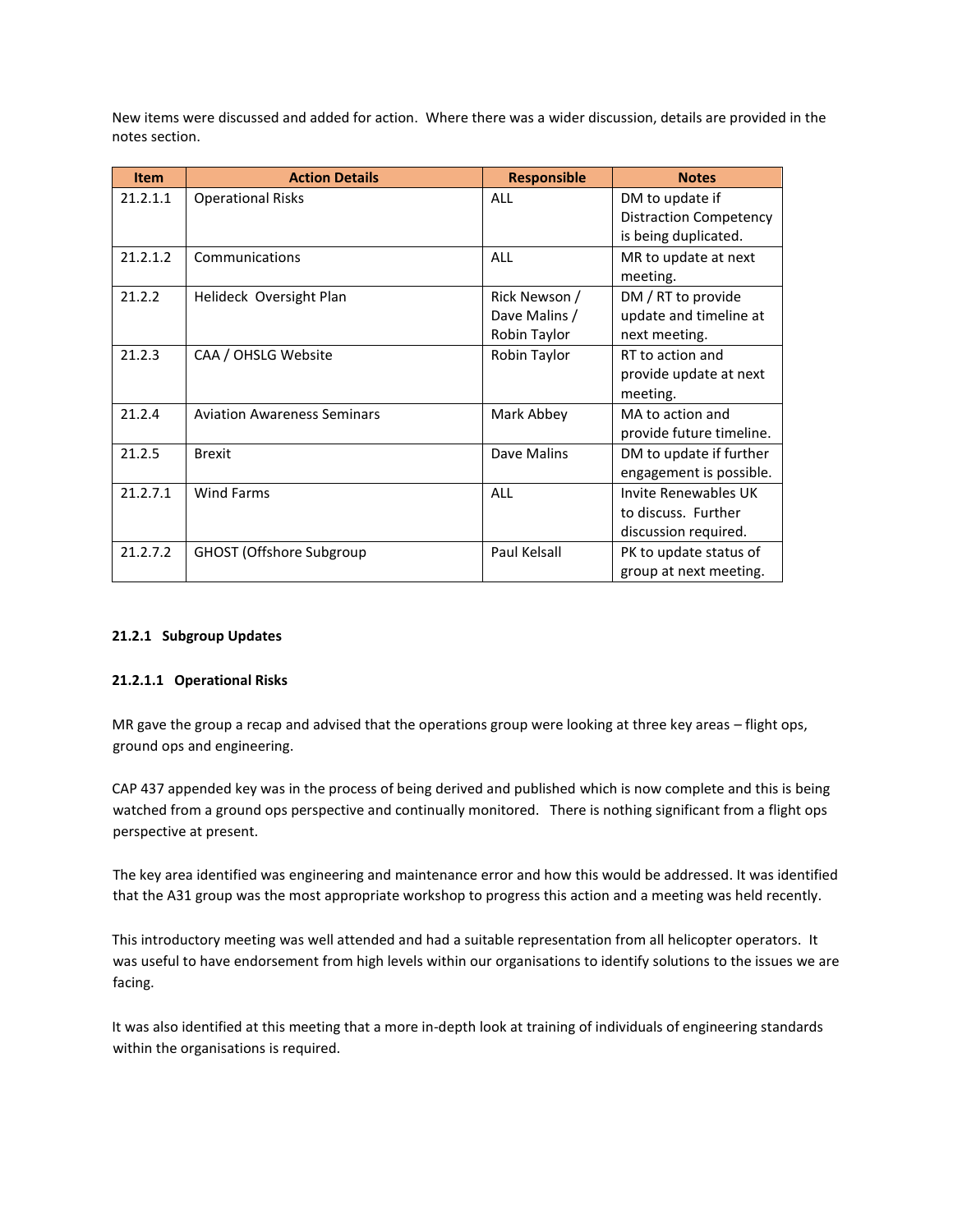New items were discussed and added for action. Where there was a wider discussion, details are provided in the notes section.

| Item | Action Details | Responsible | Notes |
|---|---|---|---|
| 21.2.1.1 | Operational Risks | ALL | DM to update if Distraction Competency is being duplicated. |
| 21.2.1.2 | Communications | ALL | MR to update at next meeting. |
| 21.2.2 | Helideck Oversight Plan | Rick Newson / Dave Malins / Robin Taylor | DM / RT to provide update and timeline at next meeting. |
| 21.2.3 | CAA / OHSLG Website | Robin Taylor | RT to action and provide update at next meeting. |
| 21.2.4 | Aviation Awareness Seminars | Mark Abbey | MA to action and provide future timeline. |
| 21.2.5 | Brexit | Dave Malins | DM to update if further engagement is possible. |
| 21.2.7.1 | Wind Farms | ALL | Invite Renewables UK to discuss. Further discussion required. |
| 21.2.7.2 | GHOST (Offshore Subgroup | Paul Kelsall | PK to update status of group at next meeting. |

**21.2.1 Subgroup Updates**

**21.2.1.1 Operational Risks**

MR gave the group a recap and advised that the operations group were looking at three key areas – flight ops, ground ops and engineering.

CAP 437 appended key was in the process of being derived and published which is now complete and this is being watched from a ground ops perspective and continually monitored. There is nothing significant from a flight ops perspective at present.

The key area identified was engineering and maintenance error and how this would be addressed. It was identified that the A31 group was the most appropriate workshop to progress this action and a meeting was held recently.

This introductory meeting was well attended and had a suitable representation from all helicopter operators. It was useful to have endorsement from high levels within our organisations to identify solutions to the issues we are facing.

It was also identified at this meeting that a more in-depth look at training of individuals of engineering standards within the organisations is required.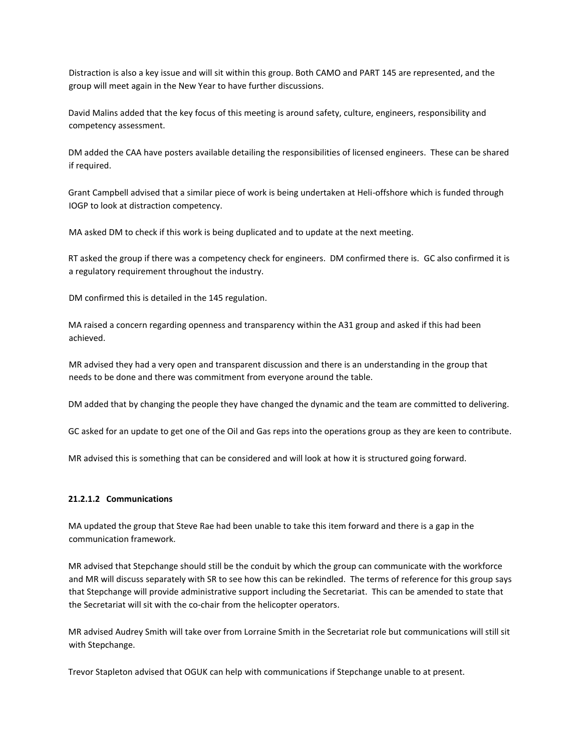Distraction is also a key issue and will sit within this group. Both CAMO and PART 145 are represented, and the group will meet again in the New Year to have further discussions.

David Malins added that the key focus of this meeting is around safety, culture, engineers, responsibility and competency assessment.

DM added the CAA have posters available detailing the responsibilities of licensed engineers. These can be shared if required.

Grant Campbell advised that a similar piece of work is being undertaken at Heli-offshore which is funded through IOGP to look at distraction competency.

MA asked DM to check if this work is being duplicated and to update at the next meeting.

RT asked the group if there was a competency check for engineers. DM confirmed there is. GC also confirmed it is a regulatory requirement throughout the industry.

DM confirmed this is detailed in the 145 regulation.

MA raised a concern regarding openness and transparency within the A31 group and asked if this had been achieved.

MR advised they had a very open and transparent discussion and there is an understanding in the group that needs to be done and there was commitment from everyone around the table.

DM added that by changing the people they have changed the dynamic and the team are committed to delivering.

GC asked for an update to get one of the Oil and Gas reps into the operations group as they are keen to contribute.

MR advised this is something that can be considered and will look at how it is structured going forward.

#### 21.2.1.2 Communications

MA updated the group that Steve Rae had been unable to take this item forward and there is a gap in the communication framework.

MR advised that Stepchange should still be the conduit by which the group can communicate with the workforce and MR will discuss separately with SR to see how this can be rekindled. The terms of reference for this group says that Stepchange will provide administrative support including the Secretariat. This can be amended to state that the Secretariat will sit with the co-chair from the helicopter operators.

MR advised Audrey Smith will take over from Lorraine Smith in the Secretariat role but communications will still sit with Stepchange.

Trevor Stapleton advised that OGUK can help with communications if Stepchange unable to at present.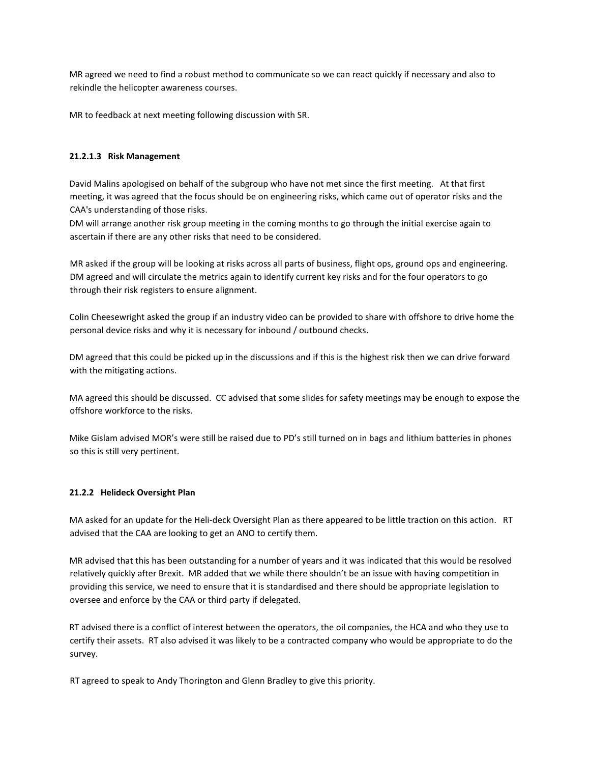MR agreed we need to find a robust method to communicate so we can react quickly if necessary and also to rekindle the helicopter awareness courses.

MR to feedback at next meeting following discussion with SR.

#### 21.2.1.3 Risk Management

David Malins apologised on behalf of the subgroup who have not met since the first meeting. At that first meeting, it was agreed that the focus should be on engineering risks, which came out of operator risks and the CAA's understanding of those risks.
DM will arrange another risk group meeting in the coming months to go through the initial exercise again to ascertain if there are any other risks that need to be considered.

MR asked if the group will be looking at risks across all parts of business, flight ops, ground ops and engineering. DM agreed and will circulate the metrics again to identify current key risks and for the four operators to go through their risk registers to ensure alignment.

Colin Cheesewright asked the group if an industry video can be provided to share with offshore to drive home the personal device risks and why it is necessary for inbound / outbound checks.

DM agreed that this could be picked up in the discussions and if this is the highest risk then we can drive forward with the mitigating actions.

MA agreed this should be discussed. CC advised that some slides for safety meetings may be enough to expose the offshore workforce to the risks.

Mike Gislam advised MOR's were still be raised due to PD's still turned on in bags and lithium batteries in phones so this is still very pertinent.

#### 21.2.2 Helideck Oversight Plan

MA asked for an update for the Heli-deck Oversight Plan as there appeared to be little traction on this action. RT advised that the CAA are looking to get an ANO to certify them.

MR advised that this has been outstanding for a number of years and it was indicated that this would be resolved relatively quickly after Brexit. MR added that we while there shouldn't be an issue with having competition in providing this service, we need to ensure that it is standardised and there should be appropriate legislation to oversee and enforce by the CAA or third party if delegated.

RT advised there is a conflict of interest between the operators, the oil companies, the HCA and who they use to certify their assets. RT also advised it was likely to be a contracted company who would be appropriate to do the survey.

RT agreed to speak to Andy Thorington and Glenn Bradley to give this priority.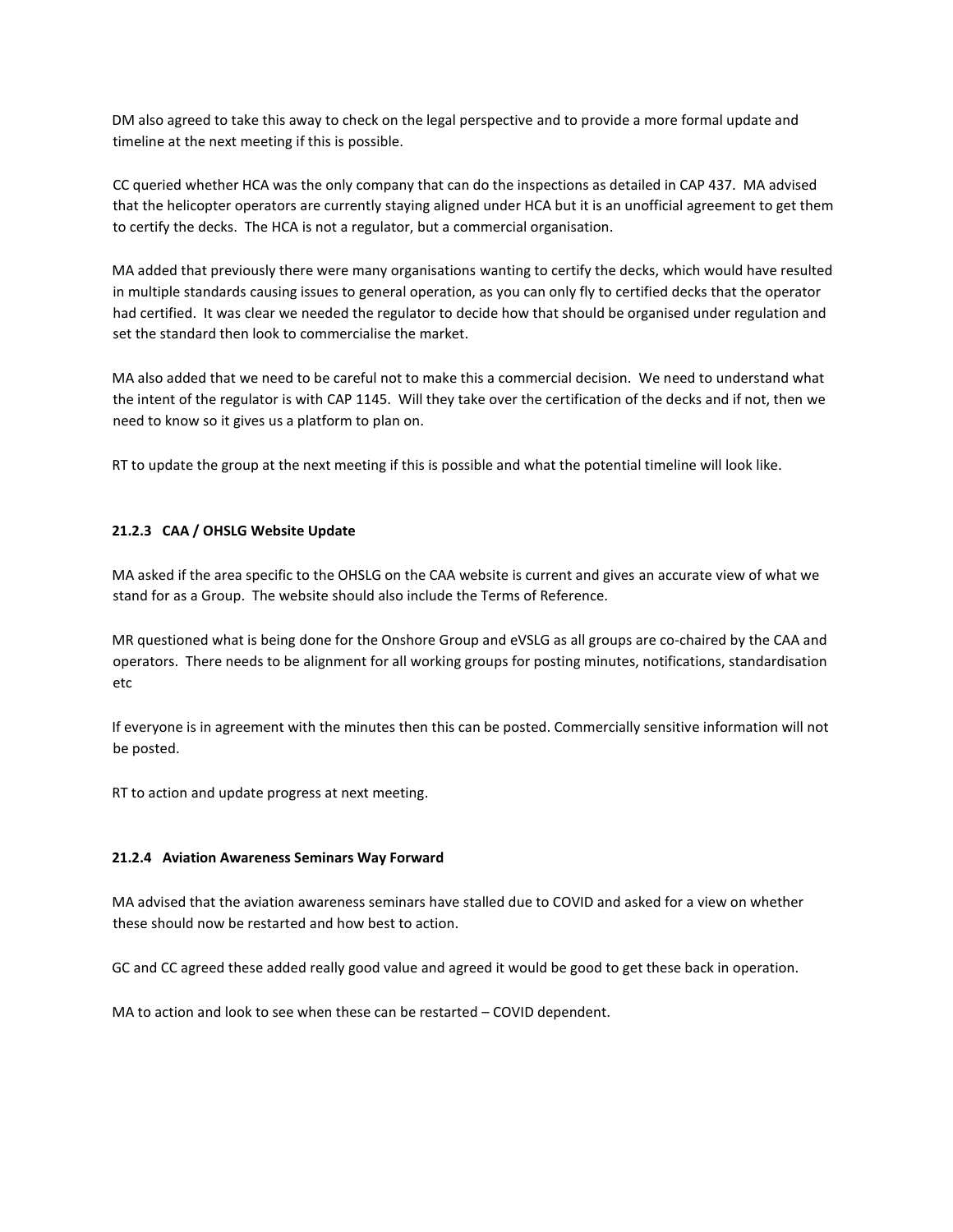DM also agreed to take this away to check on the legal perspective and to provide a more formal update and timeline at the next meeting if this is possible.

CC queried whether HCA was the only company that can do the inspections as detailed in CAP 437. MA advised that the helicopter operators are currently staying aligned under HCA but it is an unofficial agreement to get them to certify the decks. The HCA is not a regulator, but a commercial organisation.

MA added that previously there were many organisations wanting to certify the decks, which would have resulted in multiple standards causing issues to general operation, as you can only fly to certified decks that the operator had certified. It was clear we needed the regulator to decide how that should be organised under regulation and set the standard then look to commercialise the market.

MA also added that we need to be careful not to make this a commercial decision. We need to understand what the intent of the regulator is with CAP 1145. Will they take over the certification of the decks and if not, then we need to know so it gives us a platform to plan on.

RT to update the group at the next meeting if this is possible and what the potential timeline will look like.

#### 21.2.3 CAA / OHSLG Website Update

MA asked if the area specific to the OHSLG on the CAA website is current and gives an accurate view of what we stand for as a Group. The website should also include the Terms of Reference.

MR questioned what is being done for the Onshore Group and eVSLG as all groups are co-chaired by the CAA and operators. There needs to be alignment for all working groups for posting minutes, notifications, standardisation etc

If everyone is in agreement with the minutes then this can be posted. Commercially sensitive information will not be posted.

RT to action and update progress at next meeting.

#### 21.2.4 Aviation Awareness Seminars Way Forward

MA advised that the aviation awareness seminars have stalled due to COVID and asked for a view on whether these should now be restarted and how best to action.

GC and CC agreed these added really good value and agreed it would be good to get these back in operation.

MA to action and look to see when these can be restarted – COVID dependent.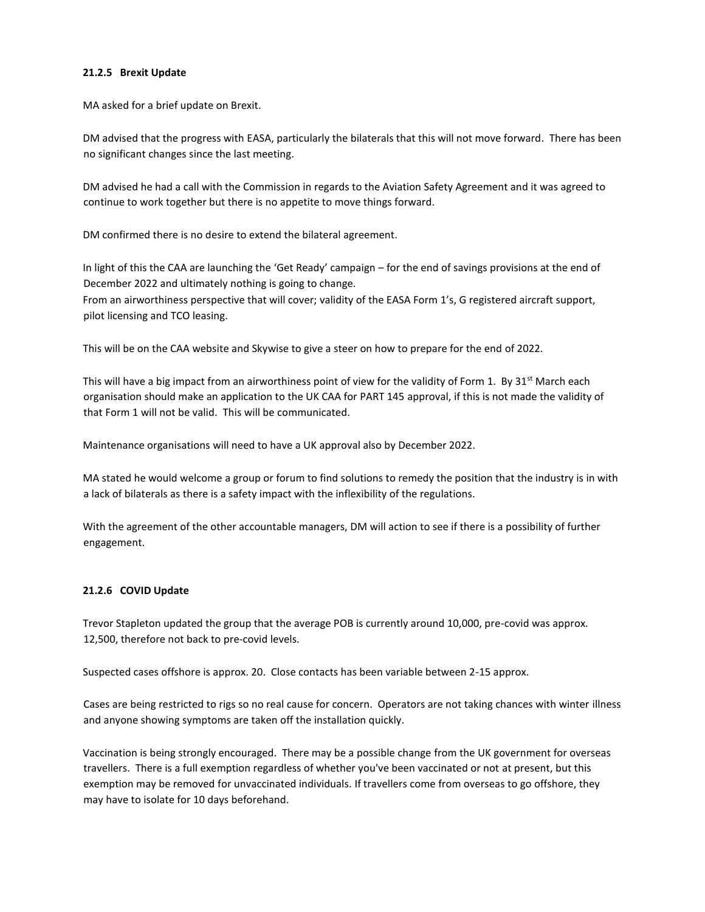#### 21.2.5 Brexit Update

MA asked for a brief update on Brexit.

DM advised that the progress with EASA, particularly the bilaterals that this will not move forward. There has been no significant changes since the last meeting.

DM advised he had a call with the Commission in regards to the Aviation Safety Agreement and it was agreed to continue to work together but there is no appetite to move things forward.

DM confirmed there is no desire to extend the bilateral agreement.

In light of this the CAA are launching the 'Get Ready' campaign – for the end of savings provisions at the end of December 2022 and ultimately nothing is going to change.
From an airworthiness perspective that will cover; validity of the EASA Form 1's, G registered aircraft support, pilot licensing and TCO leasing.

This will be on the CAA website and Skywise to give a steer on how to prepare for the end of 2022.

This will have a big impact from an airworthiness point of view for the validity of Form 1. By 31st March each organisation should make an application to the UK CAA for PART 145 approval, if this is not made the validity of that Form 1 will not be valid. This will be communicated.

Maintenance organisations will need to have a UK approval also by December 2022.

MA stated he would welcome a group or forum to find solutions to remedy the position that the industry is in with a lack of bilaterals as there is a safety impact with the inflexibility of the regulations.

With the agreement of the other accountable managers, DM will action to see if there is a possibility of further engagement.

#### 21.2.6 COVID Update

Trevor Stapleton updated the group that the average POB is currently around 10,000, pre-covid was approx. 12,500, therefore not back to pre-covid levels.

Suspected cases offshore is approx. 20. Close contacts has been variable between 2-15 approx.

Cases are being restricted to rigs so no real cause for concern. Operators are not taking chances with winter illness and anyone showing symptoms are taken off the installation quickly.

Vaccination is being strongly encouraged. There may be a possible change from the UK government for overseas travellers. There is a full exemption regardless of whether you've been vaccinated or not at present, but this exemption may be removed for unvaccinated individuals. If travellers come from overseas to go offshore, they may have to isolate for 10 days beforehand.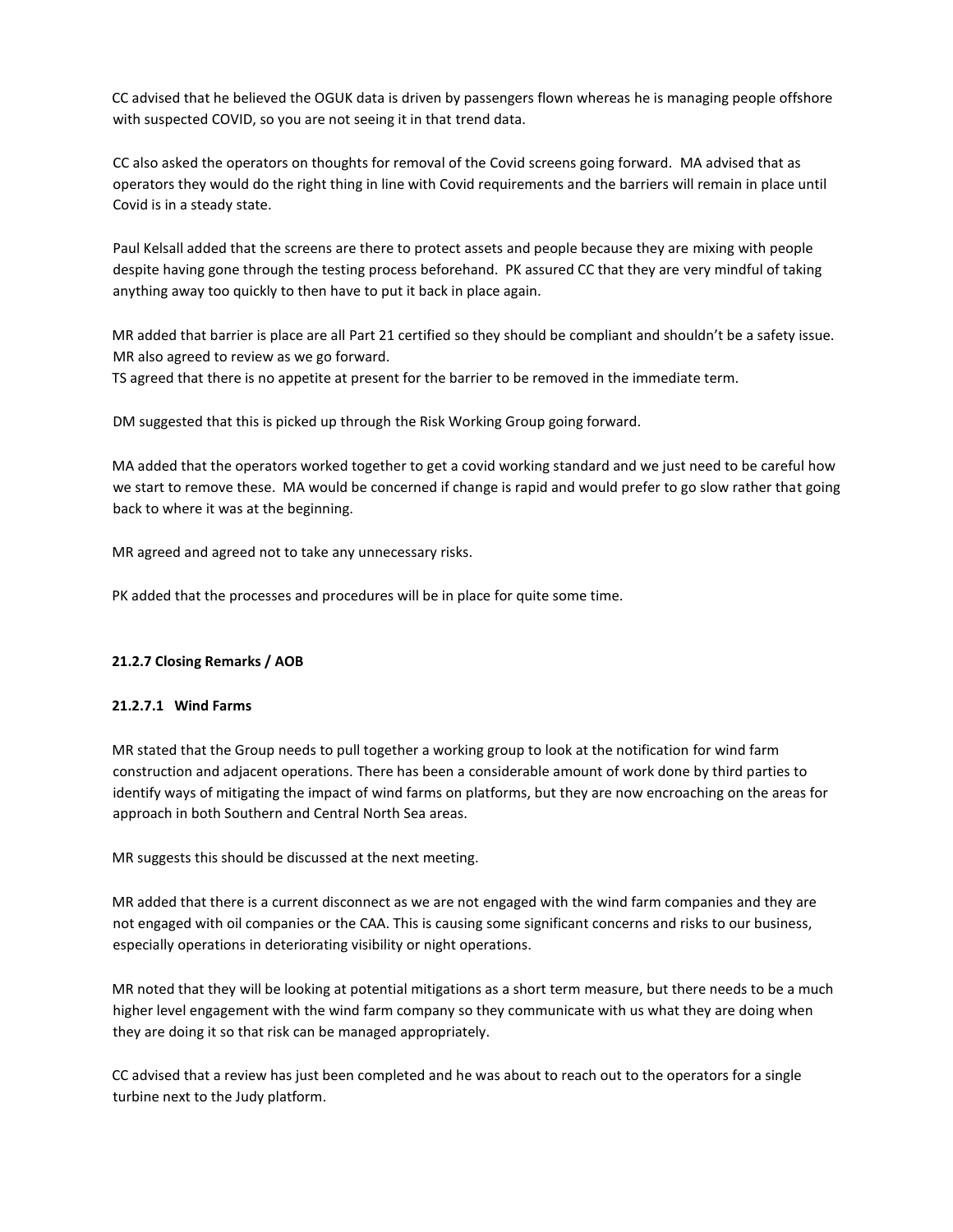CC advised that he believed the OGUK data is driven by passengers flown whereas he is managing people offshore with suspected COVID, so you are not seeing it in that trend data.

CC also asked the operators on thoughts for removal of the Covid screens going forward. MA advised that as operators they would do the right thing in line with Covid requirements and the barriers will remain in place until Covid is in a steady state.

Paul Kelsall added that the screens are there to protect assets and people because they are mixing with people despite having gone through the testing process beforehand. PK assured CC that they are very mindful of taking anything away too quickly to then have to put it back in place again.

MR added that barrier is place are all Part 21 certified so they should be compliant and shouldn't be a safety issue. MR also agreed to review as we go forward.
TS agreed that there is no appetite at present for the barrier to be removed in the immediate term.

DM suggested that this is picked up through the Risk Working Group going forward.

MA added that the operators worked together to get a covid working standard and we just need to be careful how we start to remove these. MA would be concerned if change is rapid and would prefer to go slow rather that going back to where it was at the beginning.

MR agreed and agreed not to take any unnecessary risks.

PK added that the processes and procedures will be in place for quite some time.

**21.2.7 Closing Remarks / AOB**

**21.2.7.1 Wind Farms**

MR stated that the Group needs to pull together a working group to look at the notification for wind farm construction and adjacent operations. There has been a considerable amount of work done by third parties to identify ways of mitigating the impact of wind farms on platforms, but they are now encroaching on the areas for approach in both Southern and Central North Sea areas.

MR suggests this should be discussed at the next meeting.

MR added that there is a current disconnect as we are not engaged with the wind farm companies and they are not engaged with oil companies or the CAA. This is causing some significant concerns and risks to our business, especially operations in deteriorating visibility or night operations.

MR noted that they will be looking at potential mitigations as a short term measure, but there needs to be a much higher level engagement with the wind farm company so they communicate with us what they are doing when they are doing it so that risk can be managed appropriately.

CC advised that a review has just been completed and he was about to reach out to the operators for a single turbine next to the Judy platform.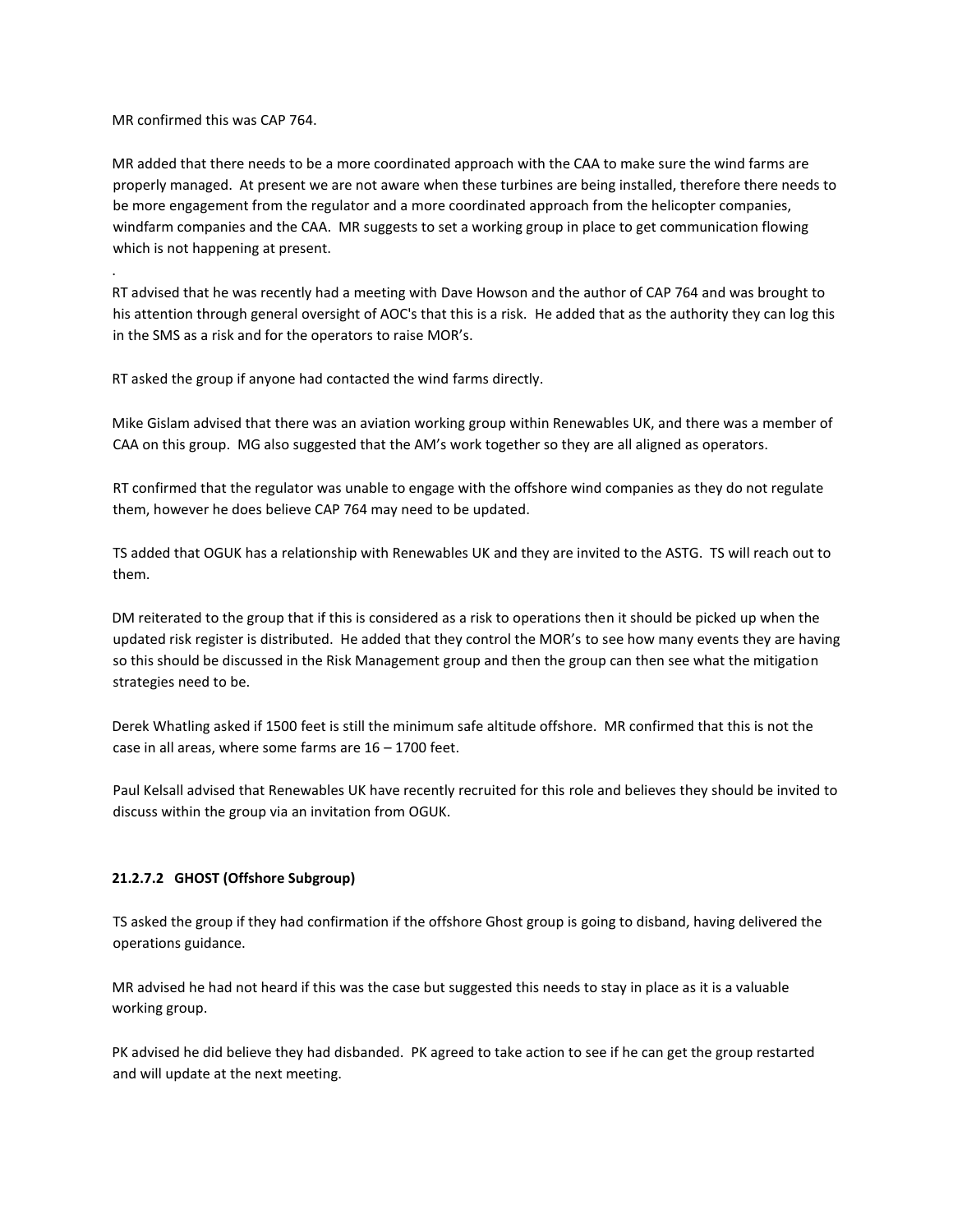MR confirmed this was CAP 764.

MR added that there needs to be a more coordinated approach with the CAA to make sure the wind farms are properly managed. At present we are not aware when these turbines are being installed, therefore there needs to be more engagement from the regulator and a more coordinated approach from the helicopter companies, windfarm companies and the CAA. MR suggests to set a working group in place to get communication flowing which is not happening at present.

.

RT advised that he was recently had a meeting with Dave Howson and the author of CAP 764 and was brought to his attention through general oversight of AOC's that this is a risk. He added that as the authority they can log this in the SMS as a risk and for the operators to raise MOR's.

RT asked the group if anyone had contacted the wind farms directly.

Mike Gislam advised that there was an aviation working group within Renewables UK, and there was a member of CAA on this group. MG also suggested that the AM's work together so they are all aligned as operators.

RT confirmed that the regulator was unable to engage with the offshore wind companies as they do not regulate them, however he does believe CAP 764 may need to be updated.

TS added that OGUK has a relationship with Renewables UK and they are invited to the ASTG. TS will reach out to them.

DM reiterated to the group that if this is considered as a risk to operations then it should be picked up when the updated risk register is distributed. He added that they control the MOR's to see how many events they are having so this should be discussed in the Risk Management group and then the group can then see what the mitigation strategies need to be.

Derek Whatling asked if 1500 feet is still the minimum safe altitude offshore. MR confirmed that this is not the case in all areas, where some farms are 16 – 1700 feet.

Paul Kelsall advised that Renewables UK have recently recruited for this role and believes they should be invited to discuss within the group via an invitation from OGUK.

**21.2.7.2 GHOST (Offshore Subgroup)**

TS asked the group if they had confirmation if the offshore Ghost group is going to disband, having delivered the operations guidance.

MR advised he had not heard if this was the case but suggested this needs to stay in place as it is a valuable working group.

PK advised he did believe they had disbanded. PK agreed to take action to see if he can get the group restarted and will update at the next meeting.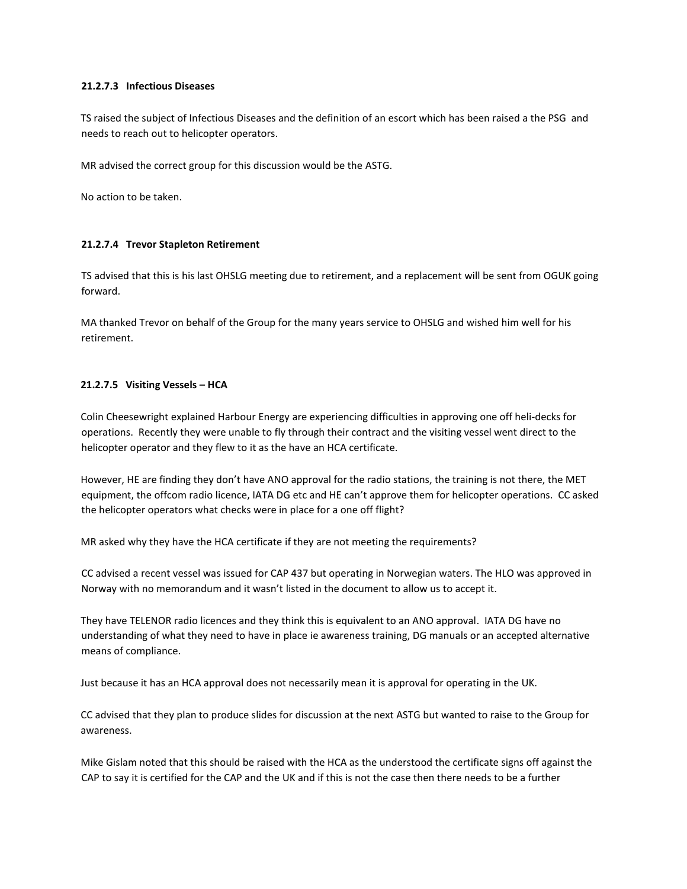### 21.2.7.3 Infectious Diseases

TS raised the subject of Infectious Diseases and the definition of an escort which has been raised a the PSG and needs to reach out to helicopter operators.

MR advised the correct group for this discussion would be the ASTG.

No action to be taken.

### 21.2.7.4 Trevor Stapleton Retirement

TS advised that this is his last OHSLG meeting due to retirement, and a replacement will be sent from OGUK going forward.

MA thanked Trevor on behalf of the Group for the many years service to OHSLG and wished him well for his retirement.

### 21.2.7.5 Visiting Vessels – HCA

Colin Cheesewright explained Harbour Energy are experiencing difficulties in approving one off heli-decks for operations. Recently they were unable to fly through their contract and the visiting vessel went direct to the helicopter operator and they flew to it as the have an HCA certificate.

However, HE are finding they don't have ANO approval for the radio stations, the training is not there, the MET equipment, the offcom radio licence, IATA DG etc and HE can't approve them for helicopter operations. CC asked the helicopter operators what checks were in place for a one off flight?

MR asked why they have the HCA certificate if they are not meeting the requirements?

CC advised a recent vessel was issued for CAP 437 but operating in Norwegian waters. The HLO was approved in Norway with no memorandum and it wasn't listed in the document to allow us to accept it.

They have TELENOR radio licences and they think this is equivalent to an ANO approval. IATA DG have no understanding of what they need to have in place ie awareness training, DG manuals or an accepted alternative means of compliance.

Just because it has an HCA approval does not necessarily mean it is approval for operating in the UK.

CC advised that they plan to produce slides for discussion at the next ASTG but wanted to raise to the Group for awareness.

Mike Gislam noted that this should be raised with the HCA as the understood the certificate signs off against the CAP to say it is certified for the CAP and the UK and if this is not the case then there needs to be a further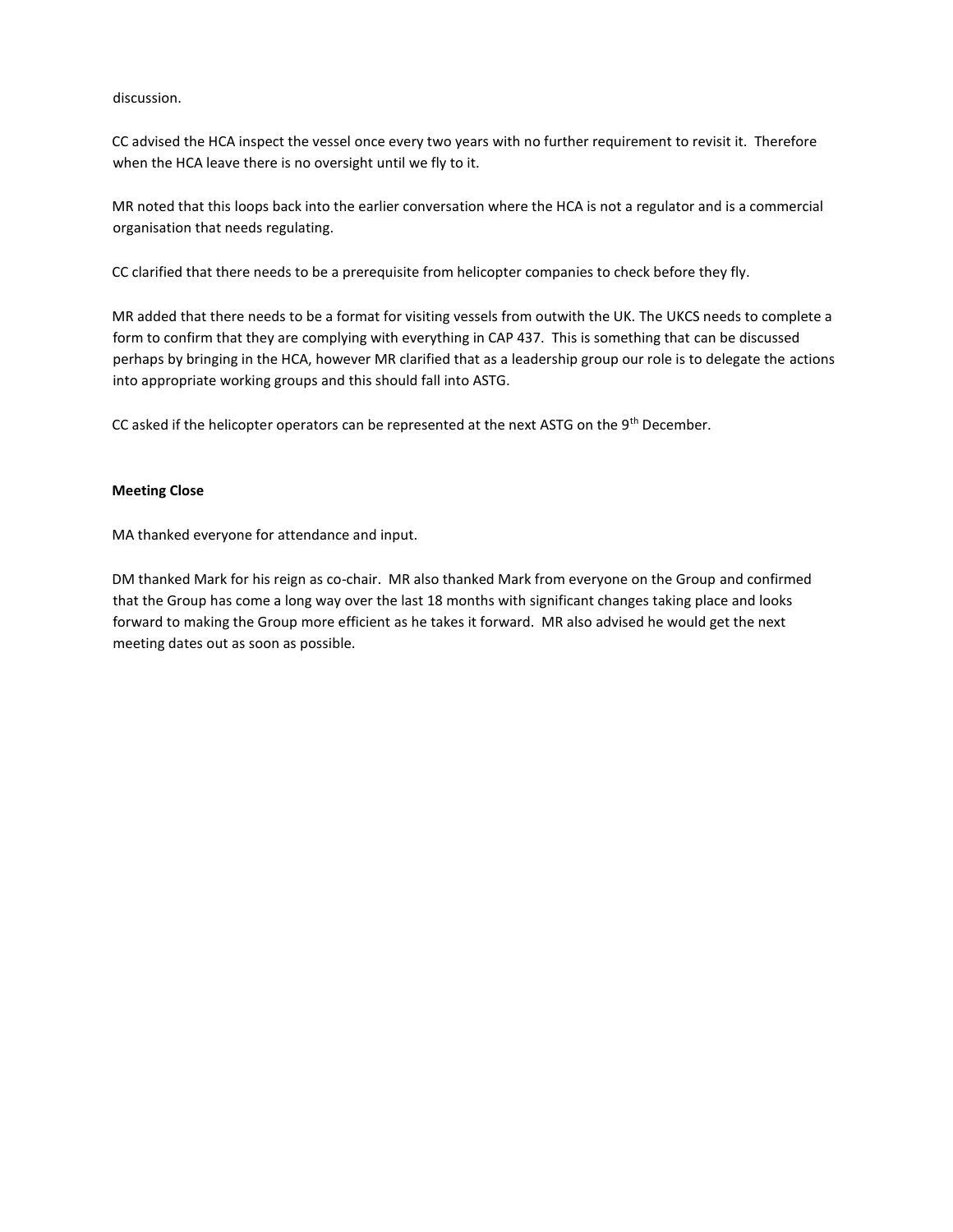discussion.

CC advised the HCA inspect the vessel once every two years with no further requirement to revisit it. Therefore when the HCA leave there is no oversight until we fly to it.

MR noted that this loops back into the earlier conversation where the HCA is not a regulator and is a commercial organisation that needs regulating.

CC clarified that there needs to be a prerequisite from helicopter companies to check before they fly.

MR added that there needs to be a format for visiting vessels from outwith the UK. The UKCS needs to complete a form to confirm that they are complying with everything in CAP 437. This is something that can be discussed perhaps by bringing in the HCA, however MR clarified that as a leadership group our role is to delegate the actions into appropriate working groups and this should fall into ASTG.

CC asked if the helicopter operators can be represented at the next ASTG on the 9th December.

**Meeting Close**

MA thanked everyone for attendance and input.

DM thanked Mark for his reign as co-chair. MR also thanked Mark from everyone on the Group and confirmed that the Group has come a long way over the last 18 months with significant changes taking place and looks forward to making the Group more efficient as he takes it forward. MR also advised he would get the next meeting dates out as soon as possible.